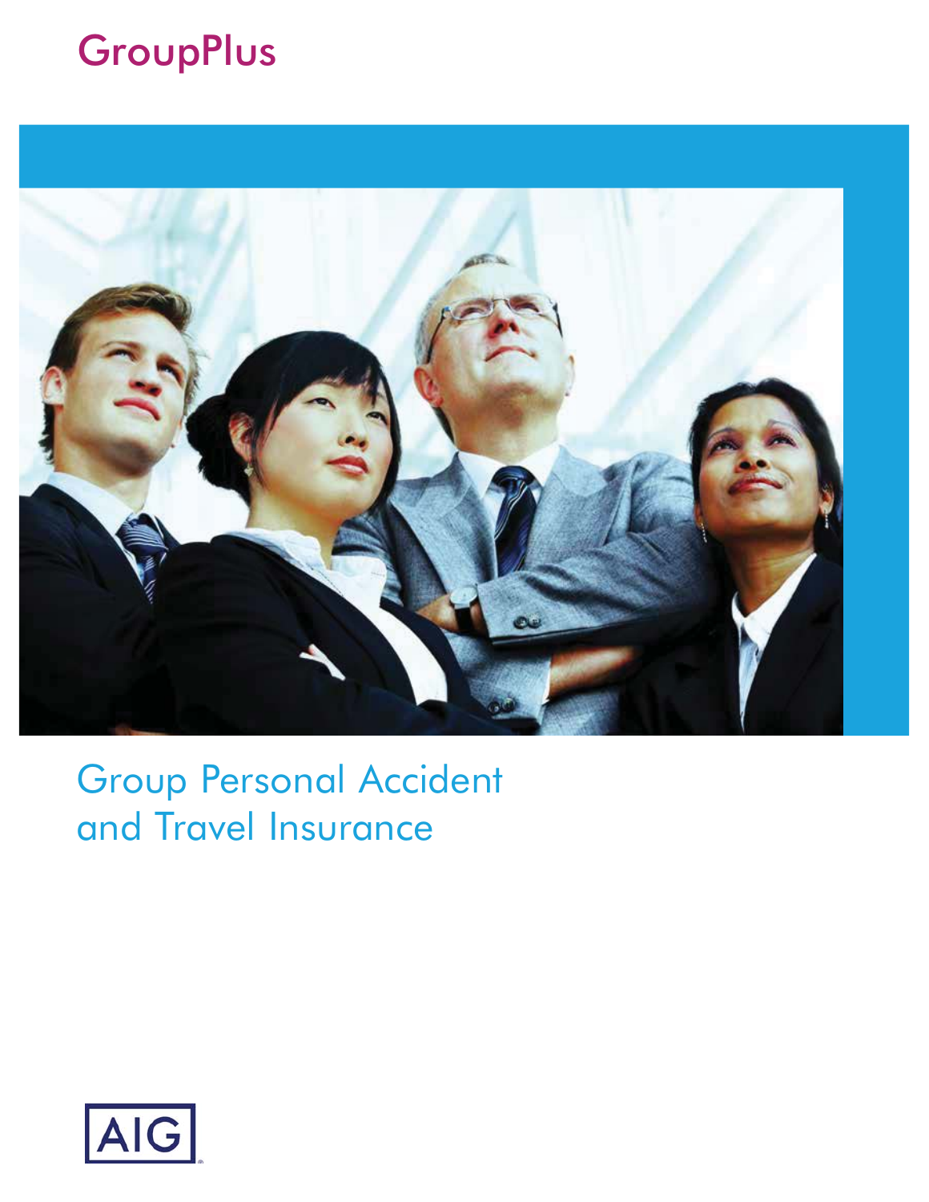# GroupPlus

## Group Personal Accident and Travel Insurance

AIG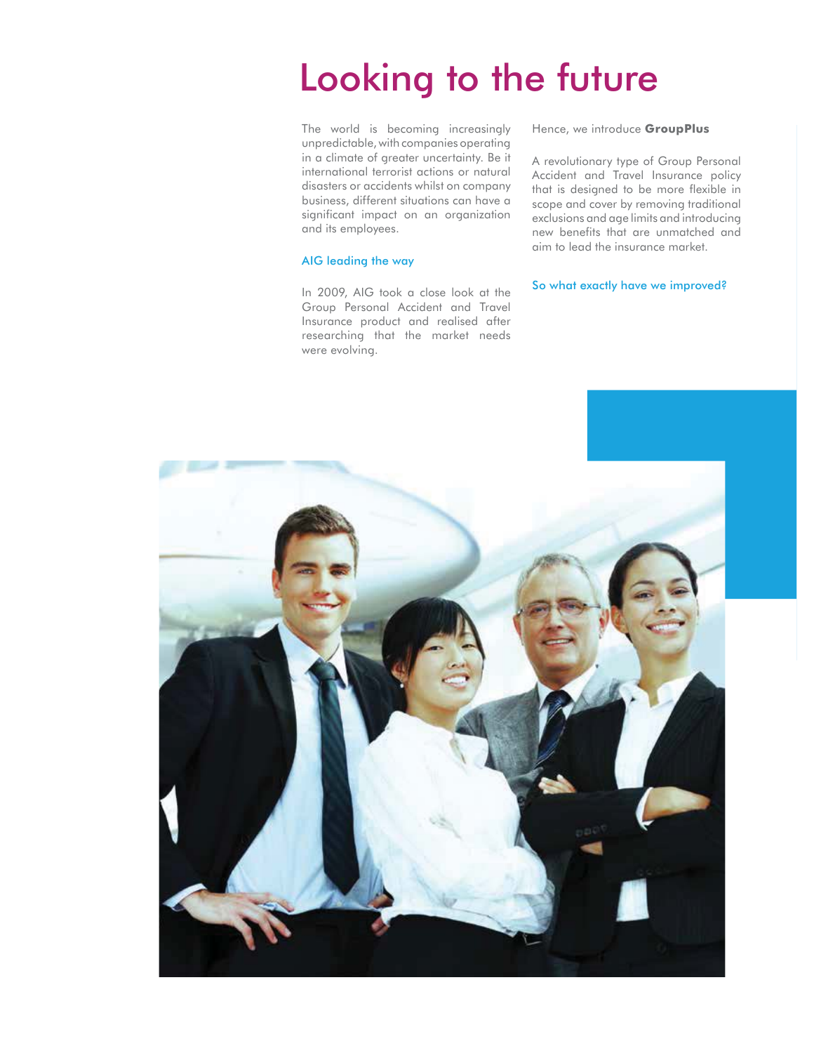# Looking to the future

The world is becoming increasingly unpredictable, with companies operating in a climate of greater uncertainty. Be it international terrorist actions or natural disasters or accidents whilst on company business, different situations can have a significant impact on an organization and its employees.

## AIG leading the way

In 2009, AIG took a close look at the Group Personal Accident and Travel Insurance product and realised after researching that the market needs were evolving.

Hence, we introduce **GroupPlus**

A revolutionary type of Group Personal Accident and Travel Insurance policy that is designed to be more flexible in scope and cover by removing traditional exclusions and age limits and introducing new benefits that are unmatched and aim to lead the insurance market.

## So what exactly have we improved?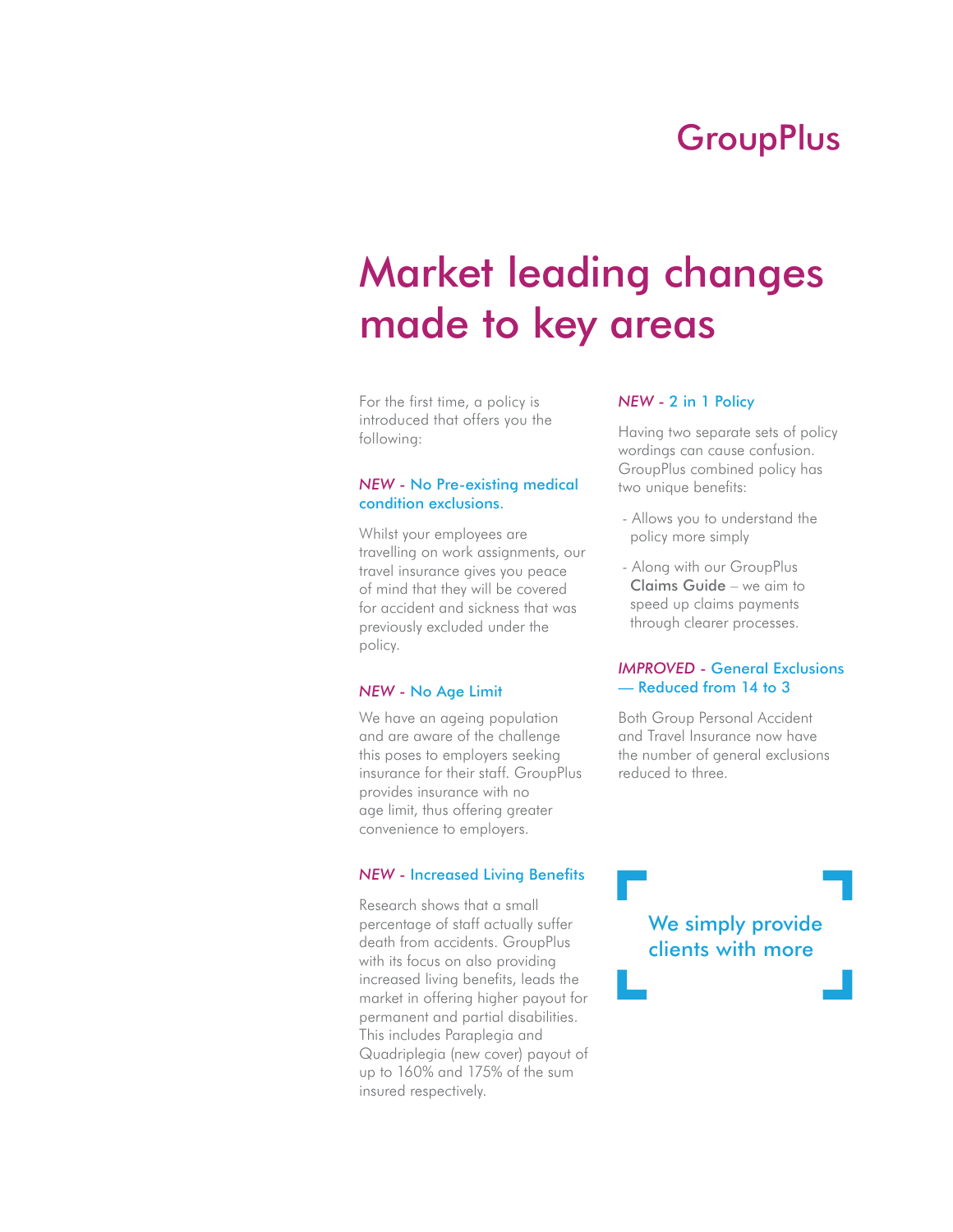# GroupPlus

## Market leading changes made to key areas

For the first time, a policy is introduced that offers you the following:

### *NEW* - No Pre-existing medical condition exclusions.

Whilst your employees are travelling on work assignments, our travel insurance gives you peace of mind that they will be covered for accident and sickness that was previously excluded under the policy.

### *NEW* - No Age Limit

We have an ageing population and are aware of the challenge this poses to employers seeking insurance for their staff. GroupPlus provides insurance with no age limit, thus offering greater convenience to employers.

### *NEW* - Increased Living Benefits

Research shows that a small percentage of staff actually suffer death from accidents. GroupPlus with its focus on also providing increased living benefits, leads the market in offering higher payout for permanent and partial disabilities. This includes Paraplegia and Quadriplegia (new cover) payout of up to 160% and 175% of the sum insured respectively.

### *NEW* - 2 in 1 Policy

Having two separate sets of policy wordings can cause confusion. GroupPlus combined policy has two unique benefits:

- Allows you to understand the policy more simply
- Along with our GroupPlus **Claims Guide** – we aim to speed up claims payments through clearer processes.

### *IMPROVED* - General Exclusions — Reduced from 14 to 3

Both Group Personal Accident and Travel Insurance now have the number of general exclusions reduced to three.

We simply provide clients with more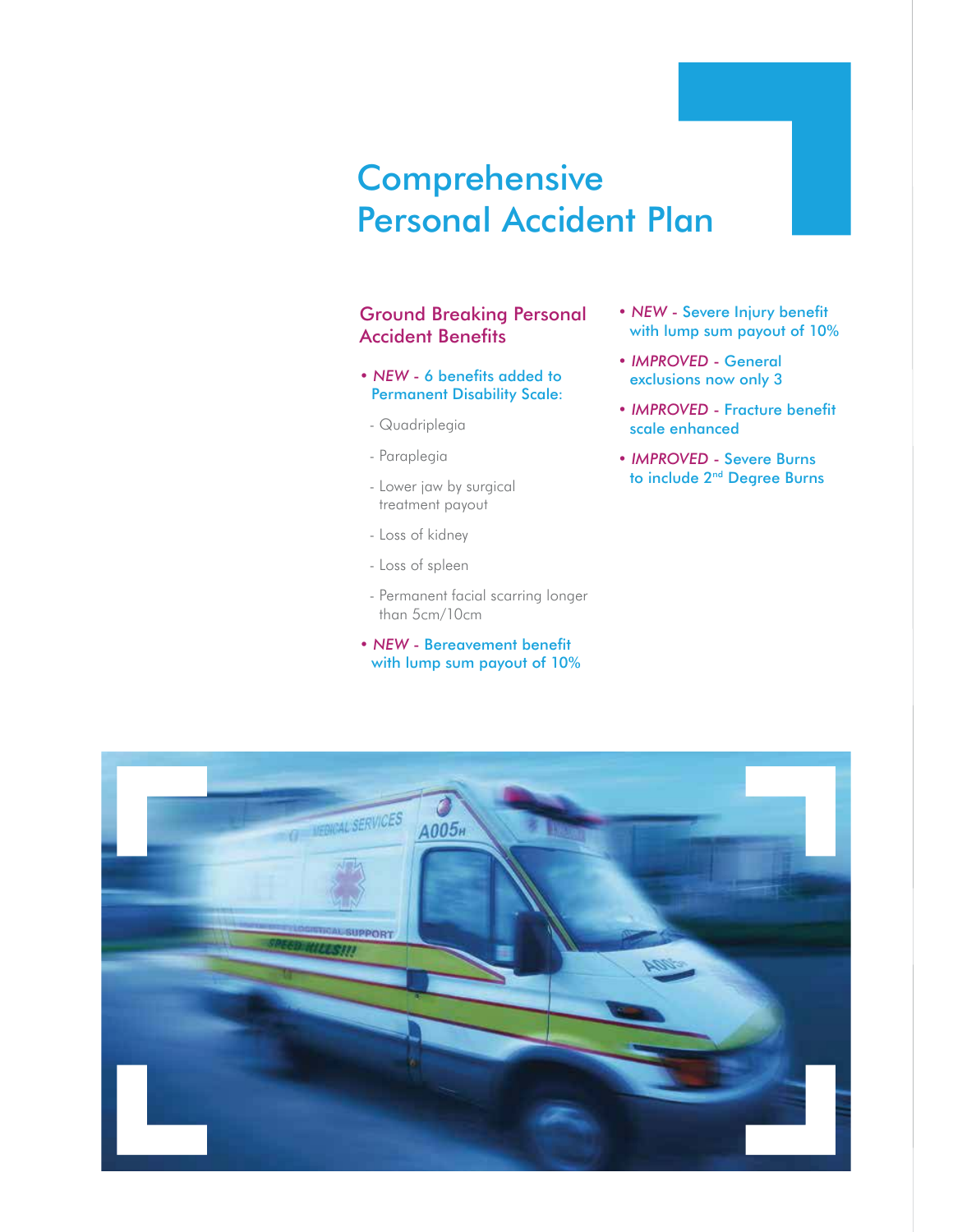# Comprehensive Personal Accident Plan

## Ground Breaking Personal Accident Benefits

- *NEW* - 6 benefits added to Permanent Disability Scale:
  - Quadriplegia
  - Paraplegia
  - Lower jaw by surgical treatment payout
  - Loss of kidney
  - Loss of spleen
  - Permanent facial scarring longer than 5cm/10cm
- *NEW* - Bereavement benefit with lump sum payout of 10%
- *NEW* - Severe Injury benefit with lump sum payout of 10%
- *IMPROVED* - General exclusions now only 3
- *IMPROVED* - Fracture benefit scale enhanced
- *IMPROVED* - Severe Burns to include 2nd Degree Burns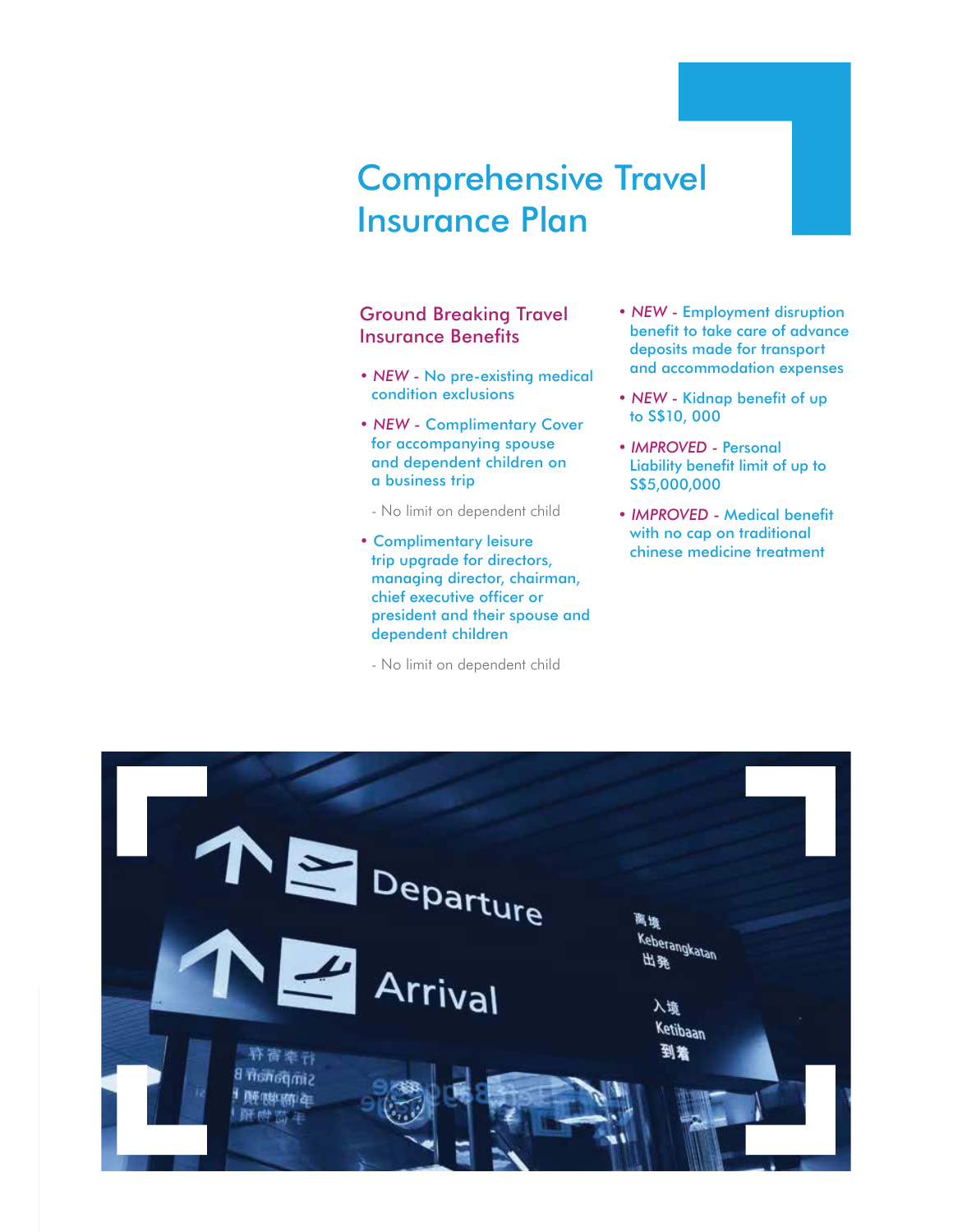# Comprehensive Travel Insurance Plan

## Ground Breaking Travel Insurance Benefits

- *NEW* - No pre-existing medical condition exclusions
- *NEW* - Complimentary Cover for accompanying spouse and dependent children on a business trip
  - No limit on dependent child
- Complimentary leisure trip upgrade for directors, managing director, chairman, chief executive officer or president and their spouse and dependent children
  - No limit on dependent child
- *NEW* - Employment disruption benefit to take care of advance deposits made for transport and accommodation expenses
- *NEW* - Kidnap benefit of up to S$10, 000
- *IMPROVED* - Personal Liability benefit limit of up to S$5,000,000
- *IMPROVED* - Medical benefit with no cap on traditional chinese medicine treatment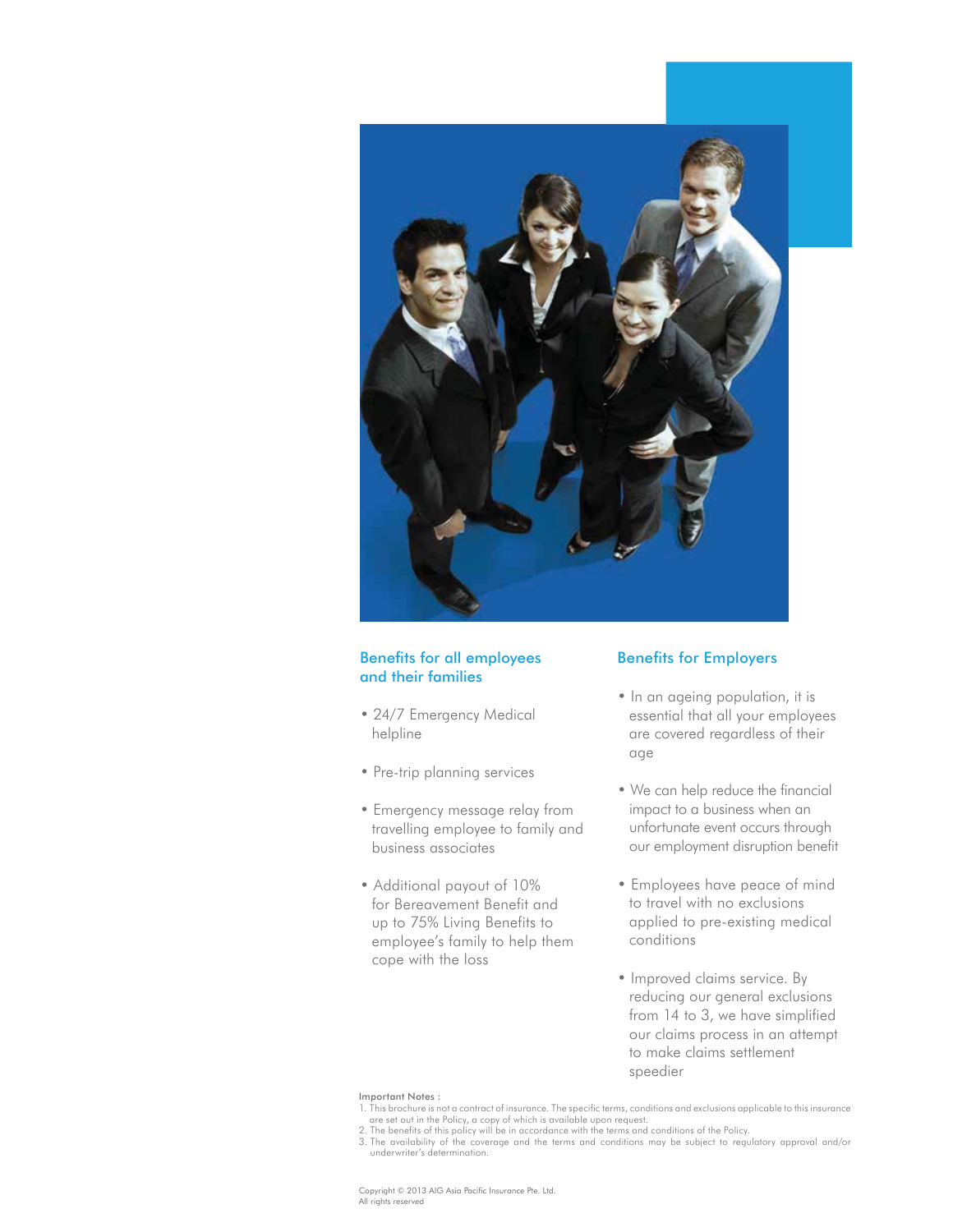## Benefits for all employees and their families

- 24/7 Emergency Medical helpline
- Pre-trip planning services
- Emergency message relay from travelling employee to family and business associates
- Additional payout of 10% for Bereavement Benefit and up to 75% Living Benefits to employee's family to help them cope with the loss

## Benefits for Employers

- In an ageing population, it is essential that all your employees are covered regardless of their age
- We can help reduce the financial impact to a business when an unfortunate event occurs through our employment disruption benefit
- Employees have peace of mind to travel with no exclusions applied to pre-existing medical conditions
- Improved claims service. By reducing our general exclusions from 14 to 3, we have simplified our claims process in an attempt to make claims settlement speedier

Important Notes :

1. This brochure is not a contract of insurance. The specific terms, conditions and exclusions applicable to this insurance are set out in the Policy, a copy of which is available upon request.
2. The benefits of this policy will be in accordance with the terms and conditions of the Policy.
3. The availability of the coverage and the terms and conditions may be subject to regulatory approval and/or underwriter's determination.

Copyright © 2013 AIG Asia Pacific Insurance Pte. Ltd.
All rights reserved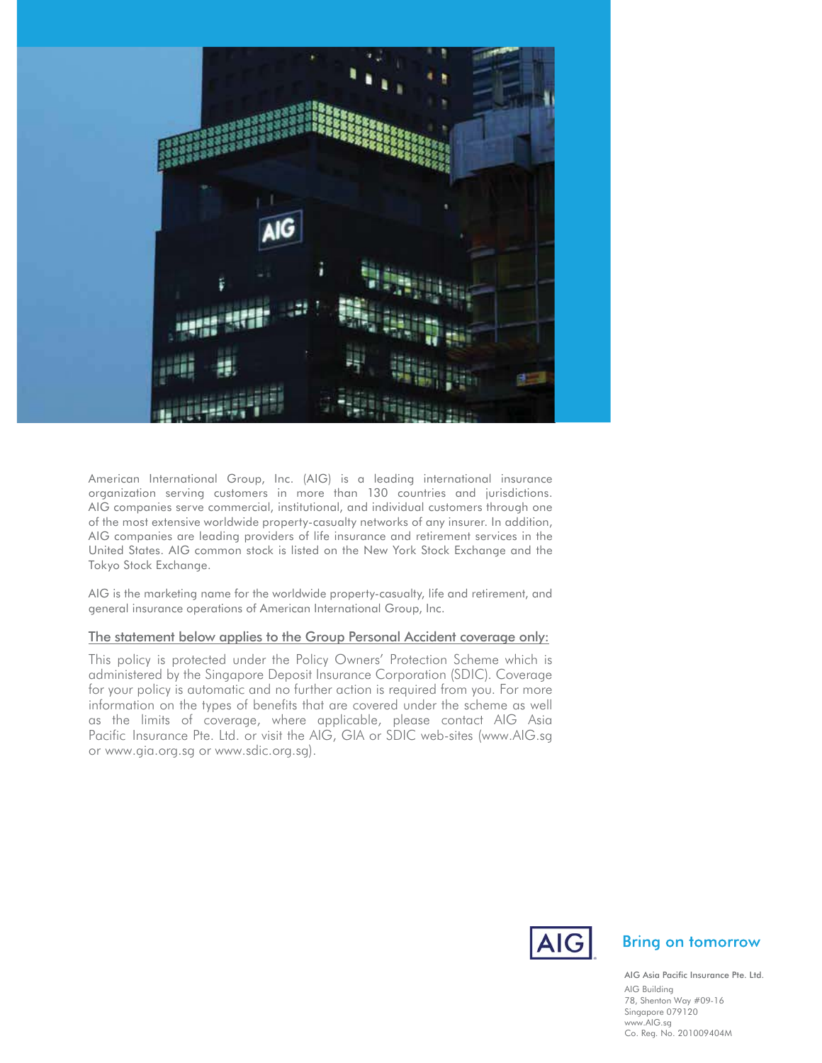American International Group, Inc. (AIG) is a leading international insurance organization serving customers in more than 130 countries and jurisdictions. AIG companies serve commercial, institutional, and individual customers through one of the most extensive worldwide property-casualty networks of any insurer. In addition, AIG companies are leading providers of life insurance and retirement services in the United States. AIG common stock is listed on the New York Stock Exchange and the Tokyo Stock Exchange.

AIG is the marketing name for the worldwide property-casualty, life and retirement, and general insurance operations of American International Group, Inc.

<u>The statement below applies to the Group Personal Accident coverage only:</u>

This policy is protected under the Policy Owners' Protection Scheme which is administered by the Singapore Deposit Insurance Corporation (SDIC). Coverage for your policy is automatic and no further action is required from you. For more information on the types of benefits that are covered under the scheme as well as the limits of coverage, where applicable, please contact AIG Asia Pacific Insurance Pte. Ltd. or visit the AIG, GIA or SDIC web-sites (www.AIG.sg or www.gia.org.sg or www.sdic.org.sg).

AIG

Bring on tomorrow

AIG Asia Pacific Insurance Pte. Ltd.
AIG Building
78, Shenton Way #09-16
Singapore 079120
www.AIG.sg
Co. Reg. No. 201009404M